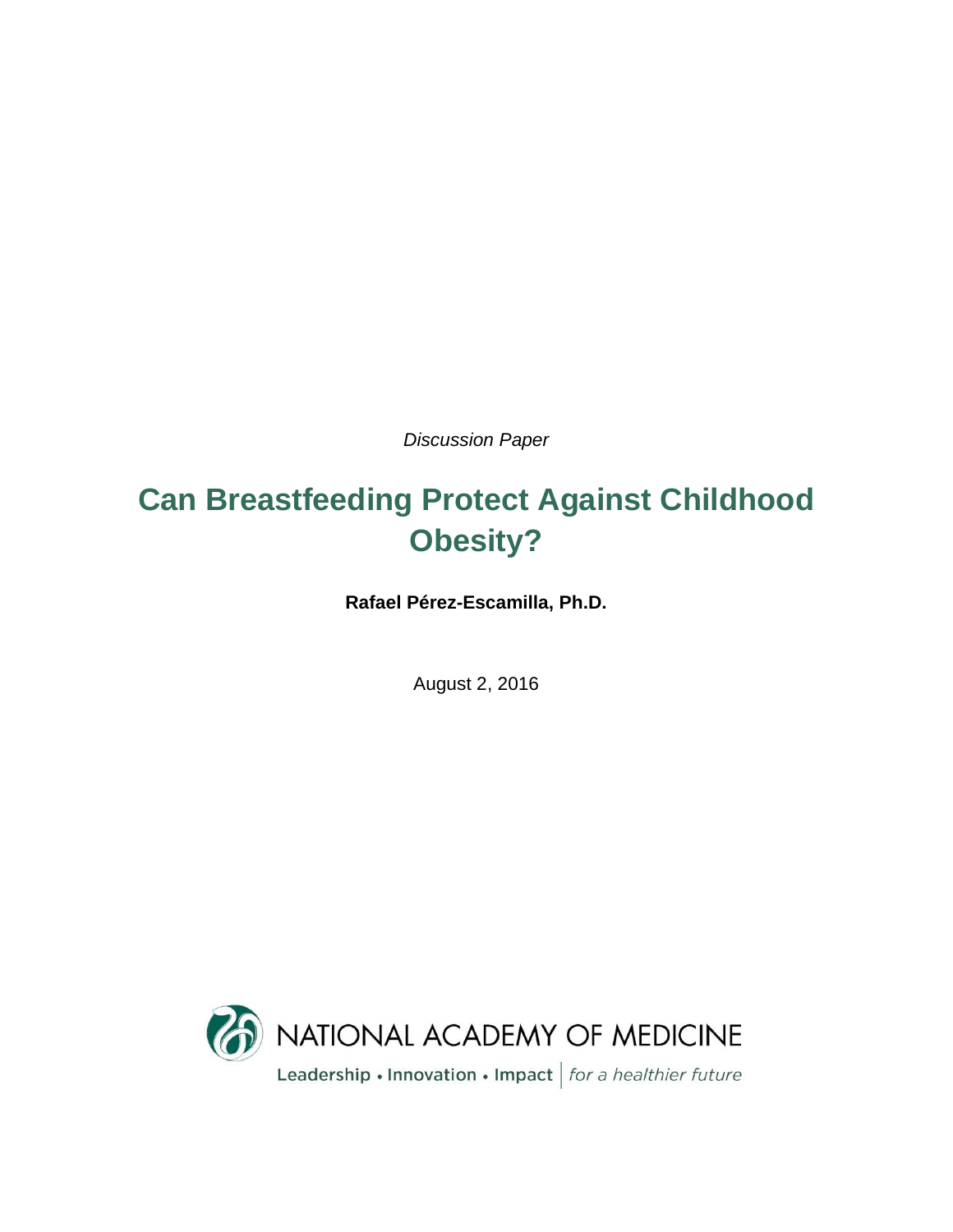*Discussion Paper*

# Can Breastfeeding Protect Against Childhood Obesity?

**Rafael Pérez-Escamilla, Ph.D.**

August 2, 2016

NATIONAL ACADEMY OF MEDICINE

Leadership • Innovation • Impact | *for a healthier future*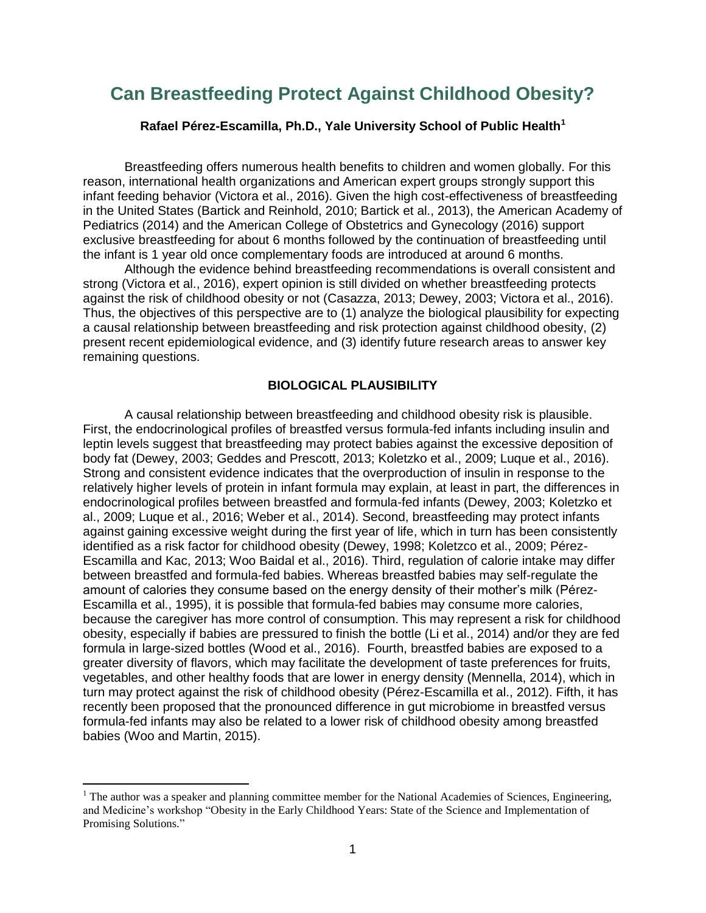# Can Breastfeeding Protect Against Childhood Obesity?

**Rafael Pérez-Escamilla, Ph.D., Yale University School of Public Health[1]**

Breastfeeding offers numerous health benefits to children and women globally. For this reason, international health organizations and American expert groups strongly support this infant feeding behavior (Victora et al., 2016). Given the high cost-effectiveness of breastfeeding in the United States (Bartick and Reinhold, 2010; Bartick et al., 2013), the American Academy of Pediatrics (2014) and the American College of Obstetrics and Gynecology (2016) support exclusive breastfeeding for about 6 months followed by the continuation of breastfeeding until the infant is 1 year old once complementary foods are introduced at around 6 months.

Although the evidence behind breastfeeding recommendations is overall consistent and strong (Victora et al., 2016), expert opinion is still divided on whether breastfeeding protects against the risk of childhood obesity or not (Casazza, 2013; Dewey, 2003; Victora et al., 2016). Thus, the objectives of this perspective are to (1) analyze the biological plausibility for expecting a causal relationship between breastfeeding and risk protection against childhood obesity, (2) present recent epidemiological evidence, and (3) identify future research areas to answer key remaining questions.

## BIOLOGICAL PLAUSIBILITY

A causal relationship between breastfeeding and childhood obesity risk is plausible. First, the endocrinological profiles of breastfed versus formula-fed infants including insulin and leptin levels suggest that breastfeeding may protect babies against the excessive deposition of body fat (Dewey, 2003; Geddes and Prescott, 2013; Koletzko et al., 2009; Luque et al., 2016). Strong and consistent evidence indicates that the overproduction of insulin in response to the relatively higher levels of protein in infant formula may explain, at least in part, the differences in endocrinological profiles between breastfed and formula-fed infants (Dewey, 2003; Koletzko et al., 2009; Luque et al., 2016; Weber et al., 2014). Second, breastfeeding may protect infants against gaining excessive weight during the first year of life, which in turn has been consistently identified as a risk factor for childhood obesity (Dewey, 1998; Koletzco et al., 2009; Pérez-Escamilla and Kac, 2013; Woo Baidal et al., 2016). Third, regulation of calorie intake may differ between breastfed and formula-fed babies. Whereas breastfed babies may self-regulate the amount of calories they consume based on the energy density of their mother's milk (Pérez-Escamilla et al., 1995), it is possible that formula-fed babies may consume more calories, because the caregiver has more control of consumption. This may represent a risk for childhood obesity, especially if babies are pressured to finish the bottle (Li et al., 2014) and/or they are fed formula in large-sized bottles (Wood et al., 2016). Fourth, breastfed babies are exposed to a greater diversity of flavors, which may facilitate the development of taste preferences for fruits, vegetables, and other healthy foods that are lower in energy density (Mennella, 2014), which in turn may protect against the risk of childhood obesity (Pérez-Escamilla et al., 2012). Fifth, it has recently been proposed that the pronounced difference in gut microbiome in breastfed versus formula-fed infants may also be related to a lower risk of childhood obesity among breastfed babies (Woo and Martin, 2015).

[1] The author was a speaker and planning committee member for the National Academies of Sciences, Engineering, and Medicine's workshop "Obesity in the Early Childhood Years: State of the Science and Implementation of Promising Solutions."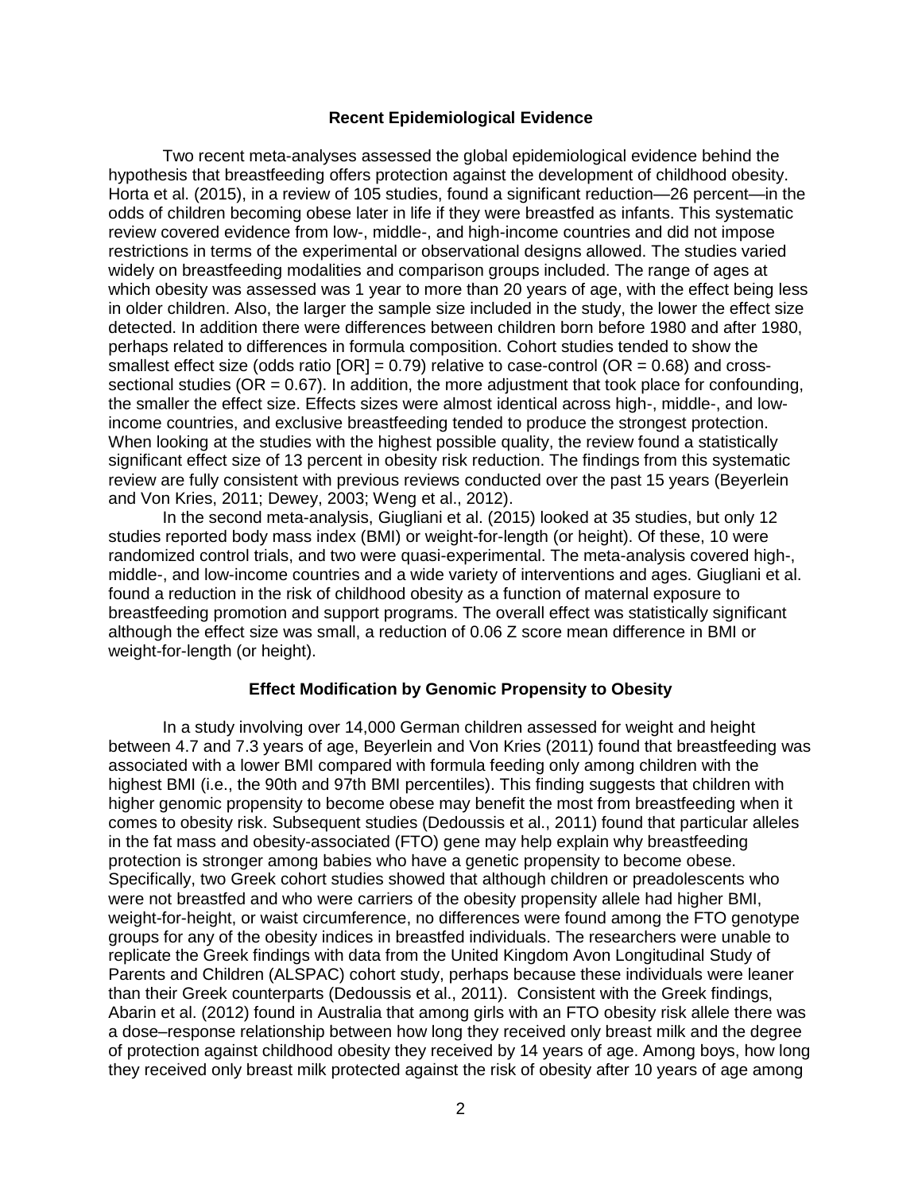## Recent Epidemiological Evidence

Two recent meta-analyses assessed the global epidemiological evidence behind the hypothesis that breastfeeding offers protection against the development of childhood obesity. Horta et al. (2015), in a review of 105 studies, found a significant reduction—26 percent—in the odds of children becoming obese later in life if they were breastfed as infants. This systematic review covered evidence from low-, middle-, and high-income countries and did not impose restrictions in terms of the experimental or observational designs allowed. The studies varied widely on breastfeeding modalities and comparison groups included. The range of ages at which obesity was assessed was 1 year to more than 20 years of age, with the effect being less in older children. Also, the larger the sample size included in the study, the lower the effect size detected. In addition there were differences between children born before 1980 and after 1980, perhaps related to differences in formula composition. Cohort studies tended to show the smallest effect size (odds ratio [OR] = 0.79) relative to case-control (OR = 0.68) and cross-sectional studies (OR = 0.67). In addition, the more adjustment that took place for confounding, the smaller the effect size. Effects sizes were almost identical across high-, middle-, and low-income countries, and exclusive breastfeeding tended to produce the strongest protection. When looking at the studies with the highest possible quality, the review found a statistically significant effect size of 13 percent in obesity risk reduction. The findings from this systematic review are fully consistent with previous reviews conducted over the past 15 years (Beyerlein and Von Kries, 2011; Dewey, 2003; Weng et al., 2012).

In the second meta-analysis, Giugliani et al. (2015) looked at 35 studies, but only 12 studies reported body mass index (BMI) or weight-for-length (or height). Of these, 10 were randomized control trials, and two were quasi-experimental. The meta-analysis covered high-, middle-, and low-income countries and a wide variety of interventions and ages. Giugliani et al. found a reduction in the risk of childhood obesity as a function of maternal exposure to breastfeeding promotion and support programs. The overall effect was statistically significant although the effect size was small, a reduction of 0.06 Z score mean difference in BMI or weight-for-length (or height).

## Effect Modification by Genomic Propensity to Obesity

In a study involving over 14,000 German children assessed for weight and height between 4.7 and 7.3 years of age, Beyerlein and Von Kries (2011) found that breastfeeding was associated with a lower BMI compared with formula feeding only among children with the highest BMI (i.e., the 90th and 97th BMI percentiles). This finding suggests that children with higher genomic propensity to become obese may benefit the most from breastfeeding when it comes to obesity risk. Subsequent studies (Dedoussis et al., 2011) found that particular alleles in the fat mass and obesity-associated (FTO) gene may help explain why breastfeeding protection is stronger among babies who have a genetic propensity to become obese. Specifically, two Greek cohort studies showed that although children or preadolescents who were not breastfed and who were carriers of the obesity propensity allele had higher BMI, weight-for-height, or waist circumference, no differences were found among the FTO genotype groups for any of the obesity indices in breastfed individuals. The researchers were unable to replicate the Greek findings with data from the United Kingdom Avon Longitudinal Study of Parents and Children (ALSPAC) cohort study, perhaps because these individuals were leaner than their Greek counterparts (Dedoussis et al., 2011). Consistent with the Greek findings, Abarin et al. (2012) found in Australia that among girls with an FTO obesity risk allele there was a dose–response relationship between how long they received only breast milk and the degree of protection against childhood obesity they received by 14 years of age. Among boys, how long they received only breast milk protected against the risk of obesity after 10 years of age among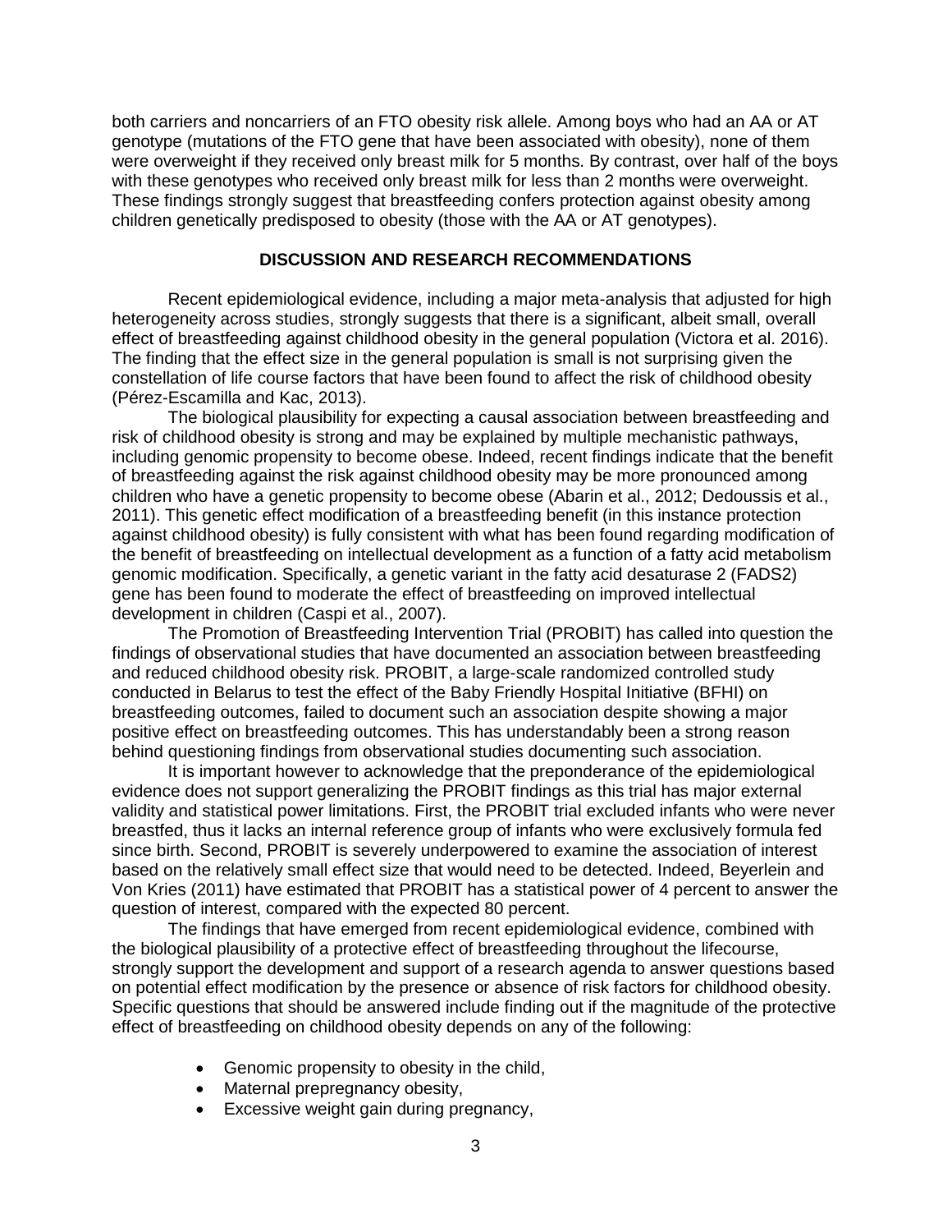both carriers and noncarriers of an FTO obesity risk allele. Among boys who had an AA or AT genotype (mutations of the FTO gene that have been associated with obesity), none of them were overweight if they received only breast milk for 5 months. By contrast, over half of the boys with these genotypes who received only breast milk for less than 2 months were overweight. These findings strongly suggest that breastfeeding confers protection against obesity among children genetically predisposed to obesity (those with the AA or AT genotypes).

## DISCUSSION AND RESEARCH RECOMMENDATIONS

Recent epidemiological evidence, including a major meta-analysis that adjusted for high heterogeneity across studies, strongly suggests that there is a significant, albeit small, overall effect of breastfeeding against childhood obesity in the general population (Victora et al. 2016). The finding that the effect size in the general population is small is not surprising given the constellation of life course factors that have been found to affect the risk of childhood obesity (Pérez-Escamilla and Kac, 2013).

The biological plausibility for expecting a causal association between breastfeeding and risk of childhood obesity is strong and may be explained by multiple mechanistic pathways, including genomic propensity to become obese. Indeed, recent findings indicate that the benefit of breastfeeding against the risk against childhood obesity may be more pronounced among children who have a genetic propensity to become obese (Abarin et al., 2012; Dedoussis et al., 2011). This genetic effect modification of a breastfeeding benefit (in this instance protection against childhood obesity) is fully consistent with what has been found regarding modification of the benefit of breastfeeding on intellectual development as a function of a fatty acid metabolism genomic modification. Specifically, a genetic variant in the fatty acid desaturase 2 (FADS2) gene has been found to moderate the effect of breastfeeding on improved intellectual development in children (Caspi et al., 2007).

The Promotion of Breastfeeding Intervention Trial (PROBIT) has called into question the findings of observational studies that have documented an association between breastfeeding and reduced childhood obesity risk. PROBIT, a large-scale randomized controlled study conducted in Belarus to test the effect of the Baby Friendly Hospital Initiative (BFHI) on breastfeeding outcomes, failed to document such an association despite showing a major positive effect on breastfeeding outcomes. This has understandably been a strong reason behind questioning findings from observational studies documenting such association.

It is important however to acknowledge that the preponderance of the epidemiological evidence does not support generalizing the PROBIT findings as this trial has major external validity and statistical power limitations. First, the PROBIT trial excluded infants who were never breastfed, thus it lacks an internal reference group of infants who were exclusively formula fed since birth. Second, PROBIT is severely underpowered to examine the association of interest based on the relatively small effect size that would need to be detected. Indeed, Beyerlein and Von Kries (2011) have estimated that PROBIT has a statistical power of 4 percent to answer the question of interest, compared with the expected 80 percent.

The findings that have emerged from recent epidemiological evidence, combined with the biological plausibility of a protective effect of breastfeeding throughout the lifecourse, strongly support the development and support of a research agenda to answer questions based on potential effect modification by the presence or absence of risk factors for childhood obesity. Specific questions that should be answered include finding out if the magnitude of the protective effect of breastfeeding on childhood obesity depends on any of the following:

- Genomic propensity to obesity in the child,
- Maternal prepregnancy obesity,
- Excessive weight gain during pregnancy,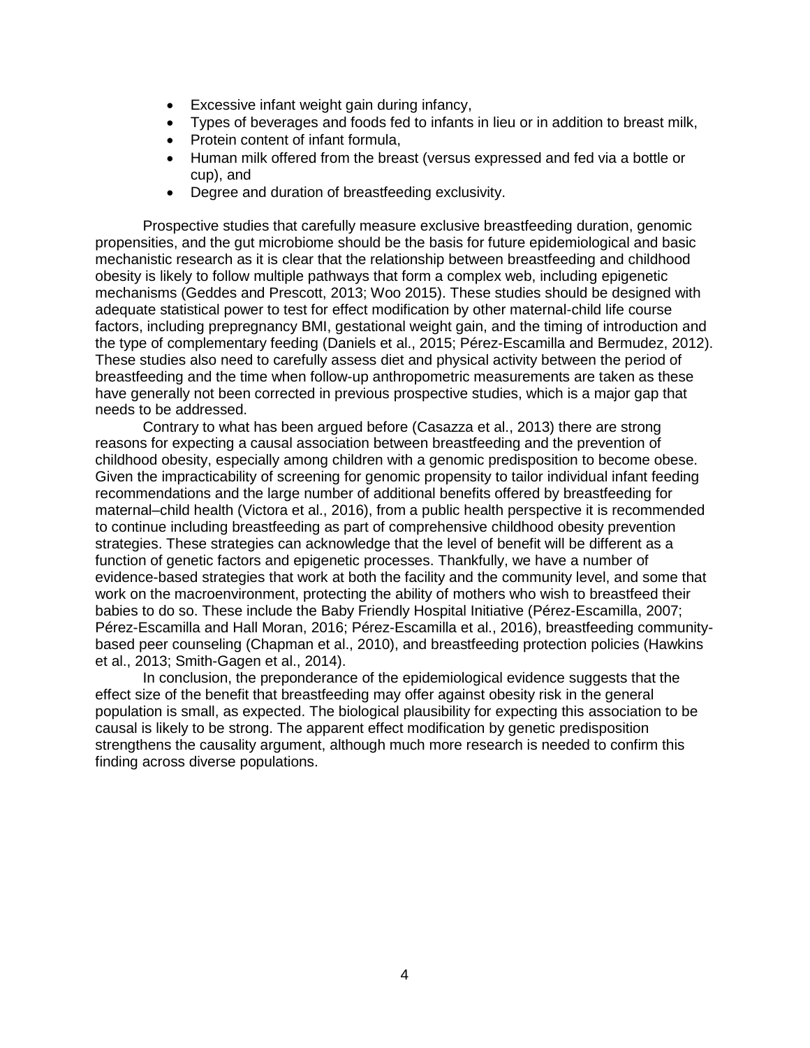- Excessive infant weight gain during infancy,
- Types of beverages and foods fed to infants in lieu or in addition to breast milk,
- Protein content of infant formula,
- Human milk offered from the breast (versus expressed and fed via a bottle or cup), and
- Degree and duration of breastfeeding exclusivity.

Prospective studies that carefully measure exclusive breastfeeding duration, genomic propensities, and the gut microbiome should be the basis for future epidemiological and basic mechanistic research as it is clear that the relationship between breastfeeding and childhood obesity is likely to follow multiple pathways that form a complex web, including epigenetic mechanisms (Geddes and Prescott, 2013; Woo 2015). These studies should be designed with adequate statistical power to test for effect modification by other maternal-child life course factors, including prepregnancy BMI, gestational weight gain, and the timing of introduction and the type of complementary feeding (Daniels et al., 2015; Pérez-Escamilla and Bermudez, 2012). These studies also need to carefully assess diet and physical activity between the period of breastfeeding and the time when follow-up anthropometric measurements are taken as these have generally not been corrected in previous prospective studies, which is a major gap that needs to be addressed.

Contrary to what has been argued before (Casazza et al., 2013) there are strong reasons for expecting a causal association between breastfeeding and the prevention of childhood obesity, especially among children with a genomic predisposition to become obese. Given the impracticability of screening for genomic propensity to tailor individual infant feeding recommendations and the large number of additional benefits offered by breastfeeding for maternal–child health (Victora et al., 2016), from a public health perspective it is recommended to continue including breastfeeding as part of comprehensive childhood obesity prevention strategies. These strategies can acknowledge that the level of benefit will be different as a function of genetic factors and epigenetic processes. Thankfully, we have a number of evidence-based strategies that work at both the facility and the community level, and some that work on the macroenvironment, protecting the ability of mothers who wish to breastfeed their babies to do so. These include the Baby Friendly Hospital Initiative (Pérez-Escamilla, 2007; Pérez-Escamilla and Hall Moran, 2016; Pérez-Escamilla et al., 2016), breastfeeding community-based peer counseling (Chapman et al., 2010), and breastfeeding protection policies (Hawkins et al., 2013; Smith-Gagen et al., 2014).

In conclusion, the preponderance of the epidemiological evidence suggests that the effect size of the benefit that breastfeeding may offer against obesity risk in the general population is small, as expected. The biological plausibility for expecting this association to be causal is likely to be strong. The apparent effect modification by genetic predisposition strengthens the causality argument, although much more research is needed to confirm this finding across diverse populations.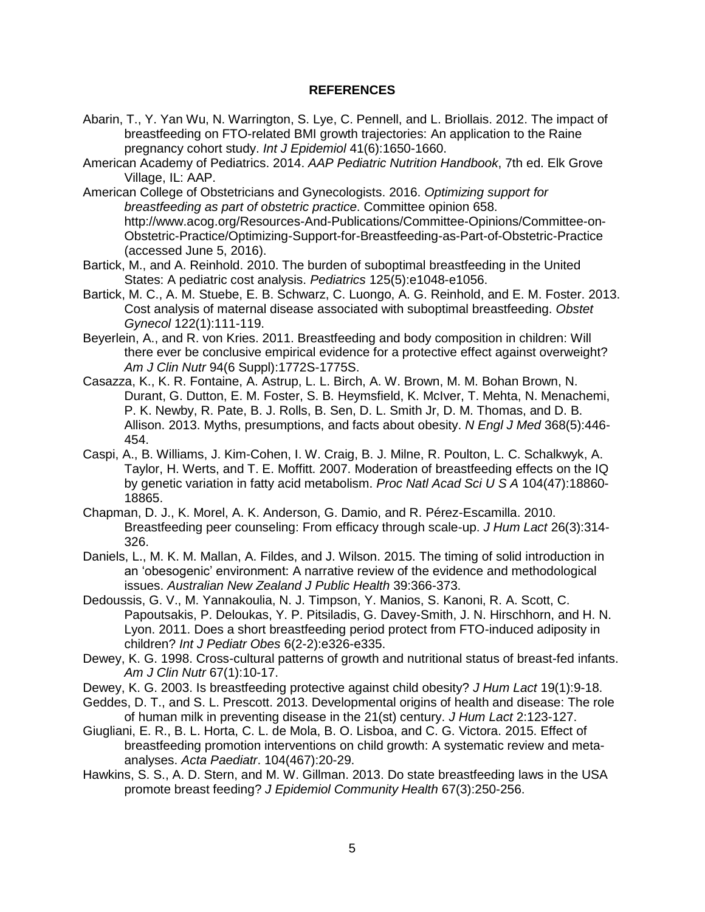## REFERENCES

Abarin, T., Y. Yan Wu, N. Warrington, S. Lye, C. Pennell, and L. Briollais. 2012. The impact of breastfeeding on FTO-related BMI growth trajectories: An application to the Raine pregnancy cohort study. *Int J Epidemiol* 41(6):1650-1660.

American Academy of Pediatrics. 2014. *AAP Pediatric Nutrition Handbook*, 7th ed. Elk Grove Village, IL: AAP.

American College of Obstetricians and Gynecologists. 2016. *Optimizing support for breastfeeding as part of obstetric practice*. Committee opinion 658. http://www.acog.org/Resources-And-Publications/Committee-Opinions/Committee-on-Obstetric-Practice/Optimizing-Support-for-Breastfeeding-as-Part-of-Obstetric-Practice (accessed June 5, 2016).

Bartick, M., and A. Reinhold. 2010. The burden of suboptimal breastfeeding in the United States: A pediatric cost analysis. *Pediatrics* 125(5):e1048-e1056.

Bartick, M. C., A. M. Stuebe, E. B. Schwarz, C. Luongo, A. G. Reinhold, and E. M. Foster. 2013. Cost analysis of maternal disease associated with suboptimal breastfeeding. *Obstet Gynecol* 122(1):111-119.

Beyerlein, A., and R. von Kries. 2011. Breastfeeding and body composition in children: Will there ever be conclusive empirical evidence for a protective effect against overweight? *Am J Clin Nutr* 94(6 Suppl):1772S-1775S.

Casazza, K., K. R. Fontaine, A. Astrup, L. L. Birch, A. W. Brown, M. M. Bohan Brown, N. Durant, G. Dutton, E. M. Foster, S. B. Heymsfield, K. McIver, T. Mehta, N. Menachemi, P. K. Newby, R. Pate, B. J. Rolls, B. Sen, D. L. Smith Jr, D. M. Thomas, and D. B. Allison. 2013. Myths, presumptions, and facts about obesity. *N Engl J Med* 368(5):446-454.

Caspi, A., B. Williams, J. Kim-Cohen, I. W. Craig, B. J. Milne, R. Poulton, L. C. Schalkwyk, A. Taylor, H. Werts, and T. E. Moffitt. 2007. Moderation of breastfeeding effects on the IQ by genetic variation in fatty acid metabolism. *Proc Natl Acad Sci U S A* 104(47):18860-18865.

Chapman, D. J., K. Morel, A. K. Anderson, G. Damio, and R. Pérez-Escamilla. 2010. Breastfeeding peer counseling: From efficacy through scale-up. *J Hum Lact* 26(3):314-326.

Daniels, L., M. K. M. Mallan, A. Fildes, and J. Wilson. 2015. The timing of solid introduction in an 'obesogenic' environment: A narrative review of the evidence and methodological issues. *Australian New Zealand J Public Health* 39:366-373.

Dedoussis, G. V., M. Yannakoulia, N. J. Timpson, Y. Manios, S. Kanoni, R. A. Scott, C. Papoutsakis, P. Deloukas, Y. P. Pitsiladis, G. Davey-Smith, J. N. Hirschhorn, and H. N. Lyon. 2011. Does a short breastfeeding period protect from FTO-induced adiposity in children? *Int J Pediatr Obes* 6(2-2):e326-e335.

Dewey, K. G. 1998. Cross-cultural patterns of growth and nutritional status of breast-fed infants. *Am J Clin Nutr* 67(1):10-17.

Dewey, K. G. 2003. Is breastfeeding protective against child obesity? *J Hum Lact* 19(1):9-18.

Geddes, D. T., and S. L. Prescott. 2013. Developmental origins of health and disease: The role of human milk in preventing disease in the 21(st) century. *J Hum Lact* 2:123-127.

Giugliani, E. R., B. L. Horta, C. L. de Mola, B. O. Lisboa, and C. G. Victora. 2015. Effect of breastfeeding promotion interventions on child growth: A systematic review and meta-analyses. *Acta Paediatr*. 104(467):20-29.

Hawkins, S. S., A. D. Stern, and M. W. Gillman. 2013. Do state breastfeeding laws in the USA promote breast feeding? *J Epidemiol Community Health* 67(3):250-256.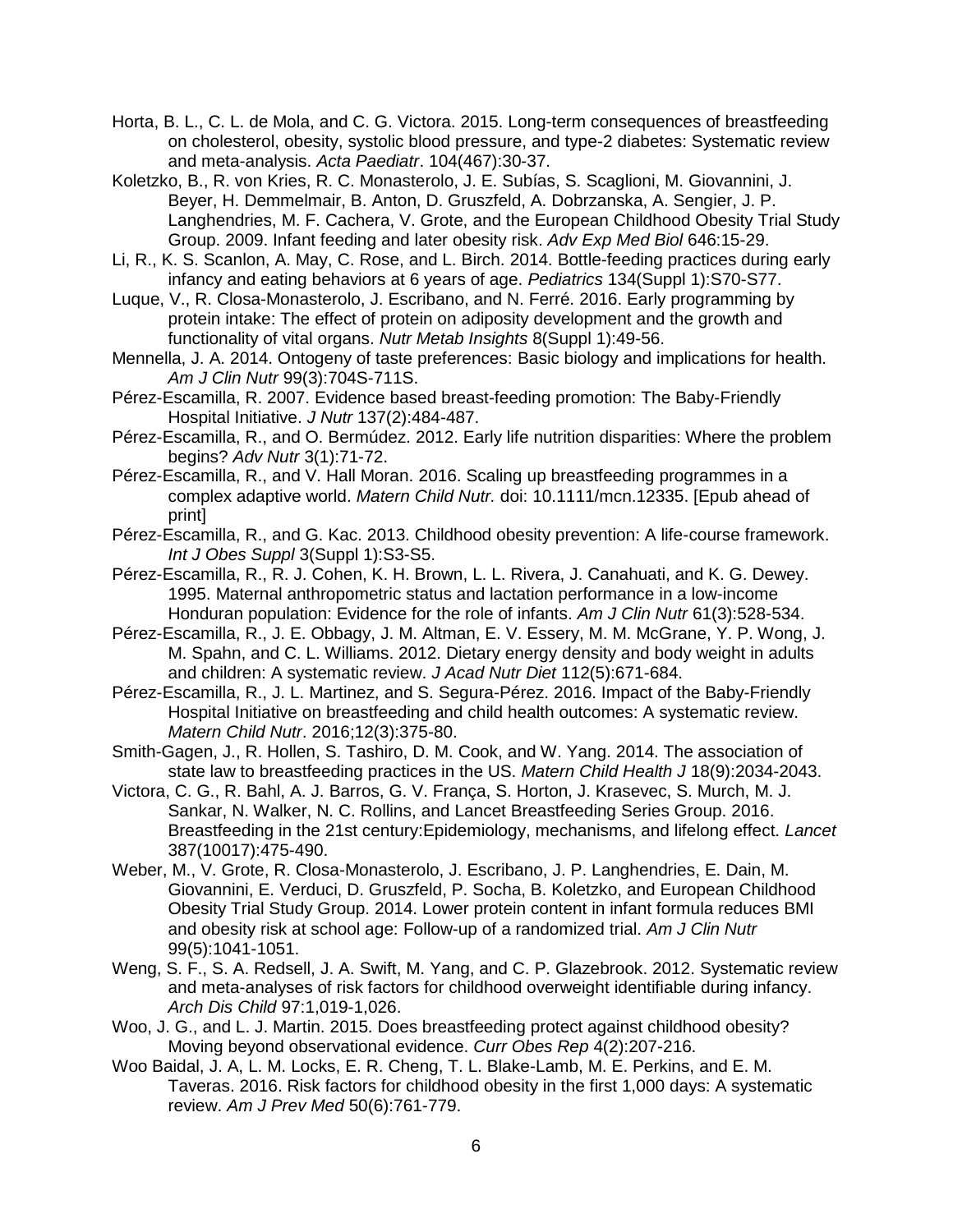Horta, B. L., C. L. de Mola, and C. G. Victora. 2015. Long-term consequences of breastfeeding on cholesterol, obesity, systolic blood pressure, and type-2 diabetes: Systematic review and meta-analysis. *Acta Paediatr*. 104(467):30-37.

Koletzko, B., R. von Kries, R. C. Monasterolo, J. E. Subías, S. Scaglioni, M. Giovannini, J. Beyer, H. Demmelmair, B. Anton, D. Gruszfeld, A. Dobrzanska, A. Sengier, J. P. Langhendries, M. F. Cachera, V. Grote, and the European Childhood Obesity Trial Study Group. 2009. Infant feeding and later obesity risk. *Adv Exp Med Biol* 646:15-29.

Li, R., K. S. Scanlon, A. May, C. Rose, and L. Birch. 2014. Bottle-feeding practices during early infancy and eating behaviors at 6 years of age. *Pediatrics* 134(Suppl 1):S70-S77.

Luque, V., R. Closa-Monasterolo, J. Escribano, and N. Ferré. 2016. Early programming by protein intake: The effect of protein on adiposity development and the growth and functionality of vital organs. *Nutr Metab Insights* 8(Suppl 1):49-56.

Mennella, J. A. 2014. Ontogeny of taste preferences: Basic biology and implications for health. *Am J Clin Nutr* 99(3):704S-711S.

Pérez-Escamilla, R. 2007. Evidence based breast-feeding promotion: The Baby-Friendly Hospital Initiative. *J Nutr* 137(2):484-487.

Pérez-Escamilla, R., and O. Bermúdez. 2012. Early life nutrition disparities: Where the problem begins? *Adv Nutr* 3(1):71-72.

Pérez-Escamilla, R., and V. Hall Moran. 2016. Scaling up breastfeeding programmes in a complex adaptive world. *Matern Child Nutr.* doi: 10.1111/mcn.12335. [Epub ahead of print]

Pérez-Escamilla, R., and G. Kac. 2013. Childhood obesity prevention: A life-course framework. *Int J Obes Suppl* 3(Suppl 1):S3-S5.

Pérez-Escamilla, R., R. J. Cohen, K. H. Brown, L. L. Rivera, J. Canahuati, and K. G. Dewey. 1995. Maternal anthropometric status and lactation performance in a low-income Honduran population: Evidence for the role of infants. *Am J Clin Nutr* 61(3):528-534.

Pérez-Escamilla, R., J. E. Obbagy, J. M. Altman, E. V. Essery, M. M. McGrane, Y. P. Wong, J. M. Spahn, and C. L. Williams. 2012. Dietary energy density and body weight in adults and children: A systematic review. *J Acad Nutr Diet* 112(5):671-684.

Pérez-Escamilla, R., J. L. Martinez, and S. Segura-Pérez. 2016. Impact of the Baby-Friendly Hospital Initiative on breastfeeding and child health outcomes: A systematic review. *Matern Child Nutr*. 2016;12(3):375-80.

Smith-Gagen, J., R. Hollen, S. Tashiro, D. M. Cook, and W. Yang. 2014. The association of state law to breastfeeding practices in the US. *Matern Child Health J* 18(9):2034-2043.

Victora, C. G., R. Bahl, A. J. Barros, G. V. França, S. Horton, J. Krasevec, S. Murch, M. J. Sankar, N. Walker, N. C. Rollins, and Lancet Breastfeeding Series Group. 2016. Breastfeeding in the 21st century:Epidemiology, mechanisms, and lifelong effect. *Lancet* 387(10017):475-490.

Weber, M., V. Grote, R. Closa-Monasterolo, J. Escribano, J. P. Langhendries, E. Dain, M. Giovannini, E. Verduci, D. Gruszfeld, P. Socha, B. Koletzko, and European Childhood Obesity Trial Study Group. 2014. Lower protein content in infant formula reduces BMI and obesity risk at school age: Follow-up of a randomized trial. *Am J Clin Nutr* 99(5):1041-1051.

Weng, S. F., S. A. Redsell, J. A. Swift, M. Yang, and C. P. Glazebrook. 2012. Systematic review and meta-analyses of risk factors for childhood overweight identifiable during infancy. *Arch Dis Child* 97:1,019-1,026.

Woo, J. G., and L. J. Martin. 2015. Does breastfeeding protect against childhood obesity? Moving beyond observational evidence. *Curr Obes Rep* 4(2):207-216.

Woo Baidal, J. A, L. M. Locks, E. R. Cheng, T. L. Blake-Lamb, M. E. Perkins, and E. M. Taveras. 2016. Risk factors for childhood obesity in the first 1,000 days: A systematic review. *Am J Prev Med* 50(6):761-779.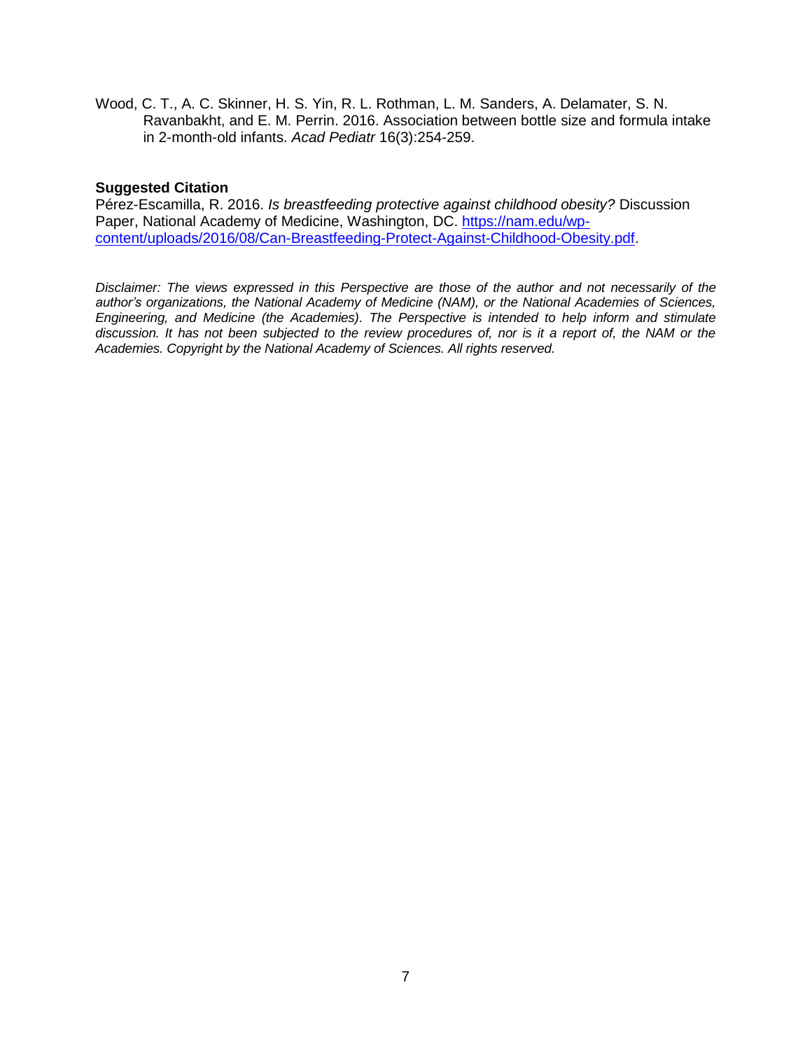Wood, C. T., A. C. Skinner, H. S. Yin, R. L. Rothman, L. M. Sanders, A. Delamater, S. N. Ravanbakht, and E. M. Perrin. 2016. Association between bottle size and formula intake in 2-month-old infants. *Acad Pediatr* 16(3):254-259.

**Suggested Citation**

Pérez-Escamilla, R. 2016. *Is breastfeeding protective against childhood obesity?* Discussion Paper, National Academy of Medicine, Washington, DC. https://nam.edu/wp-content/uploads/2016/08/Can-Breastfeeding-Protect-Against-Childhood-Obesity.pdf.

*Disclaimer: The views expressed in this Perspective are those of the author and not necessarily of the author's organizations, the National Academy of Medicine (NAM), or the National Academies of Sciences, Engineering, and Medicine (the Academies). The Perspective is intended to help inform and stimulate discussion. It has not been subjected to the review procedures of, nor is it a report of, the NAM or the Academies. Copyright by the National Academy of Sciences. All rights reserved.*